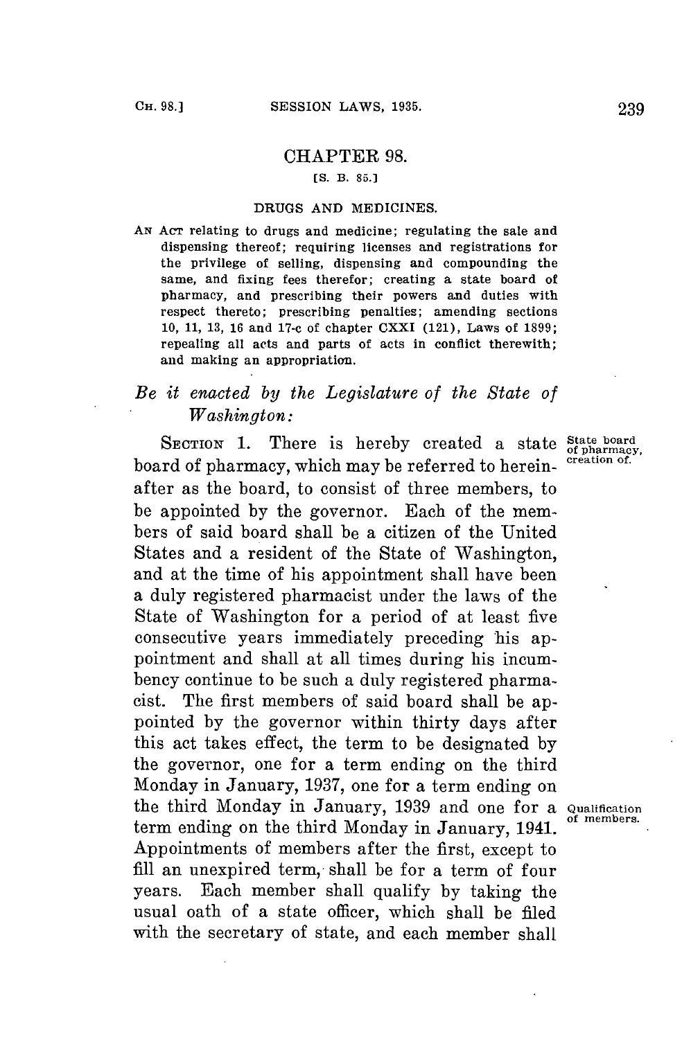# CHAPTER 98.

[S. B. 85.]

## DRUGS AND MEDICINES.

AN ACT relating to drugs and medicine; regulating the sale and dispensing thereof; requiring licenses and registrations for the privilege of selling, dispensing and compounding the same, and fixing fees therefor; creating a state board of pharmacy, and prescribing their powers and duties with respect thereto; prescribing penalties; amending sections 10, 11, 13, 16 and 17-c of chapter CXXI (121), Laws of 1899; repealing all acts and parts of acts in conflict therewith; and making an appropriation.

*Be it enacted by the Legislature of the State of Washington:*

State board of pharmacy, creation of.

SECTION 1. There is hereby created a state board of pharmacy, which may be referred to hereinafter as the board, to consist of three members, to be appointed by the governor. Each of the members of said board shall be a citizen of the United States and a resident of the State of Washington, and at the time of his appointment shall have been a duly registered pharmacist under the laws of the State of Washington for a period of at least five consecutive years immediately preceding his appointment and shall at all times during his incumbency continue to be such a duly registered pharmacist. The first members of said board shall be appointed by the governor within thirty days after this act takes effect, the term to be designated by the governor, one for a term ending on the third Monday in January, 1937, one for a term ending on the third Monday in January, 1939 and one for a term ending on the third Monday in January, 1941. Appointments of members after the first, except to fill an unexpired term, shall be for a term of four years. Each member shall qualify by taking the usual oath of a state officer, which shall be filed with the secretary of state, and each member shall

Qualification of members.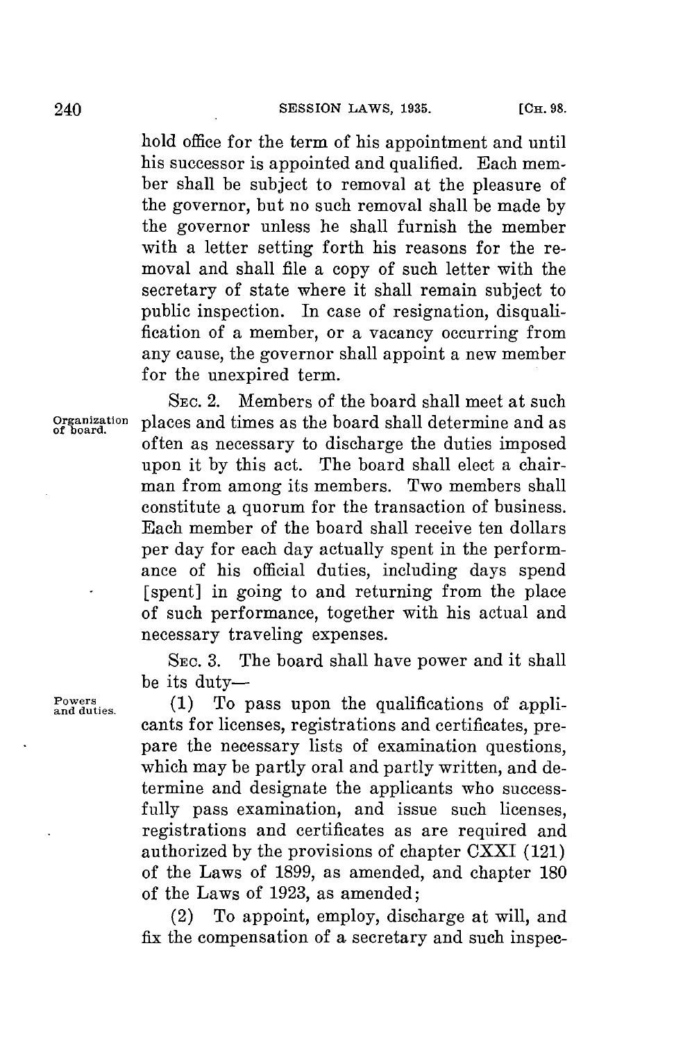hold office for the term of his appointment and until his successor is appointed and qualified. Each member shall be subject to removal at the pleasure of the governor, but no such removal shall be made by the governor unless he shall furnish the member with a letter setting forth his reasons for the removal and shall file a copy of such letter with the secretary of state where it shall remain subject to public inspection. In case of resignation, disqualification of a member, or a vacancy occurring from any cause, the governor shall appoint a new member for the unexpired term.

Organization of board.

SEC. 2. Members of the board shall meet at such places and times as the board shall determine and as often as necessary to discharge the duties imposed upon it by this act. The board shall elect a chairman from among its members. Two members shall constitute a quorum for the transaction of business. Each member of the board shall receive ten dollars per day for each day actually spent in the performance of his official duties, including days spend [spent] in going to and returning from the place of such performance, together with his actual and necessary traveling expenses.

SEC. 3. The board shall have power and it shall be its duty—

Powers and duties.

(1) To pass upon the qualifications of applicants for licenses, registrations and certificates, prepare the necessary lists of examination questions, which may be partly oral and partly written, and determine and designate the applicants who successfully pass examination, and issue such licenses, registrations and certificates as are required and authorized by the provisions of chapter CXXI (121) of the Laws of 1899, as amended, and chapter 180 of the Laws of 1923, as amended;

(2) To appoint, employ, discharge at will, and fix the compensation of a secretary and such inspec-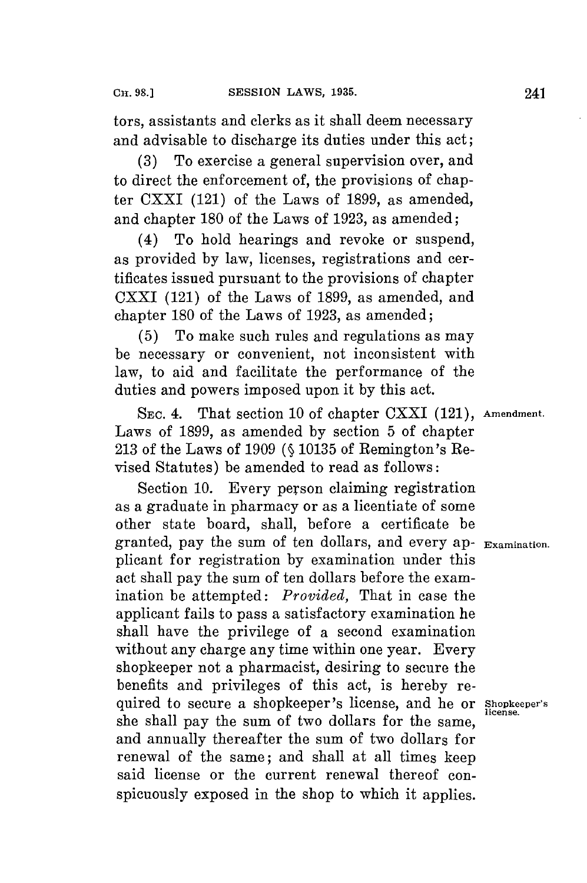tors, assistants and clerks as it shall deem necessary and advisable to discharge its duties under this act;

(3) To exercise a general supervision over, and to direct the enforcement of, the provisions of chapter CXXI (121) of the Laws of 1899, as amended, and chapter 180 of the Laws of 1923, as amended;

(4) To hold hearings and revoke or suspend, as provided by law, licenses, registrations and certificates issued pursuant to the provisions of chapter CXXI (121) of the Laws of 1899, as amended, and chapter 180 of the Laws of 1923, as amended;

(5) To make such rules and regulations as may be necessary or convenient, not inconsistent with law, to aid and facilitate the performance of the duties and powers imposed upon it by this act.

SEC. 4. That section 10 of chapter CXXI (121), Laws of 1899, as amended by section 5 of chapter 213 of the Laws of 1909 (§ 10135 of Remington's Revised Statutes) be amended to read as follows: **Amendment.**

Section 10. Every person claiming registration as a graduate in pharmacy or as a licentiate of some other state board, shall, before a certificate be granted, pay the sum of ten dollars, and every applicant for registration by examination under this act shall pay the sum of ten dollars before the examination be attempted: *Provided,* That in case the applicant fails to pass a satisfactory examination he shall have the privilege of a second examination without any charge any time within one year. Every shopkeeper not a pharmacist, desiring to secure the benefits and privileges of this act, is hereby required to secure a shopkeeper's license, and he or she shall pay the sum of two dollars for the same, and annually thereafter the sum of two dollars for renewal of the same; and shall at all times keep said license or the current renewal thereof conspicuously exposed in the shop to which it applies. **Examination.** **Shopkeeper's license.**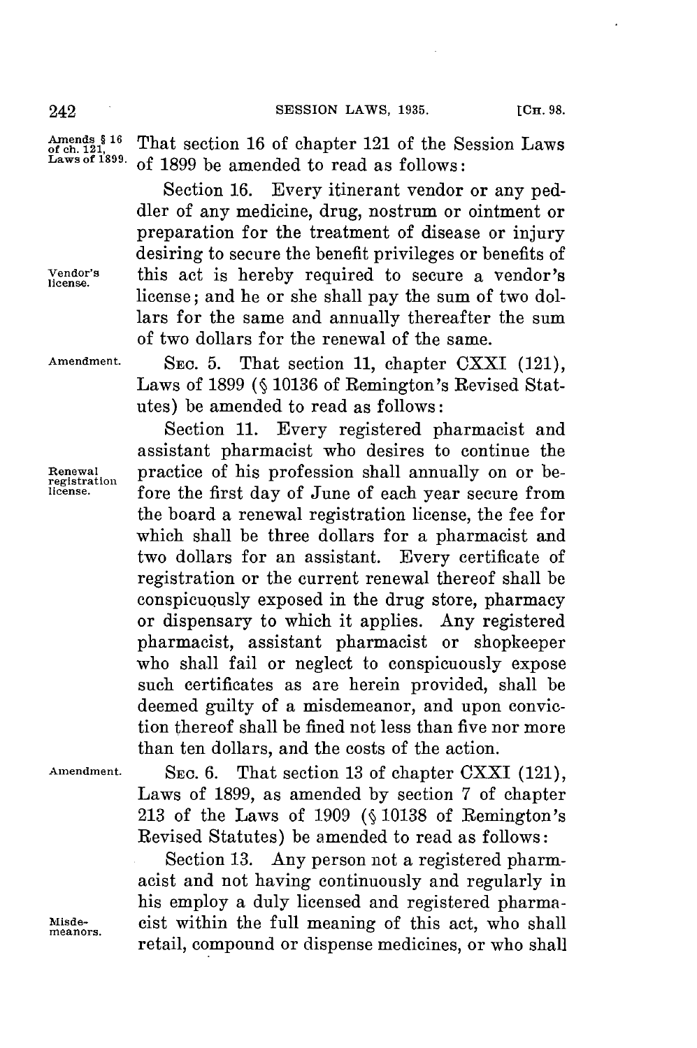Amends § 16 of ch. 121, Laws of 1899.

That section 16 of chapter 121 of the Session Laws of 1899 be amended to read as follows:

Vendor's license.

Section 16. Every itinerant vendor or any peddler of any medicine, drug, nostrum or ointment or preparation for the treatment of disease or injury desiring to secure the benefit privileges or benefits of this act is hereby required to secure a vendor's license; and he or she shall pay the sum of two dollars for the same and annually thereafter the sum of two dollars for the renewal of the same.

Amendment.

SEC. 5. That section 11, chapter CXXI (121), Laws of 1899 (§ 10136 of Remington's Revised Statutes) be amended to read as follows:

Renewal registration license.

Section 11. Every registered pharmacist and assistant pharmacist who desires to continue the practice of his profession shall annually on or before the first day of June of each year secure from the board a renewal registration license, the fee for which shall be three dollars for a pharmacist and two dollars for an assistant. Every certificate of registration or the current renewal thereof shall be conspicuously exposed in the drug store, pharmacy or dispensary to which it applies. Any registered pharmacist, assistant pharmacist or shopkeeper who shall fail or neglect to conspicuously expose such certificates as are herein provided, shall be deemed guilty of a misdemeanor, and upon conviction thereof shall be fined not less than five nor more than ten dollars, and the costs of the action.

Amendment.

SEC. 6. That section 13 of chapter CXXI (121), Laws of 1899, as amended by section 7 of chapter 213 of the Laws of 1909 (§ 10138 of Remington's Revised Statutes) be amended to read as follows:

Misdemeanors.

Section 13. Any person not a registered pharmacist and not having continuously and regularly in his employ a duly licensed and registered pharmacist within the full meaning of this act, who shall retail, compound or dispense medicines, or who shall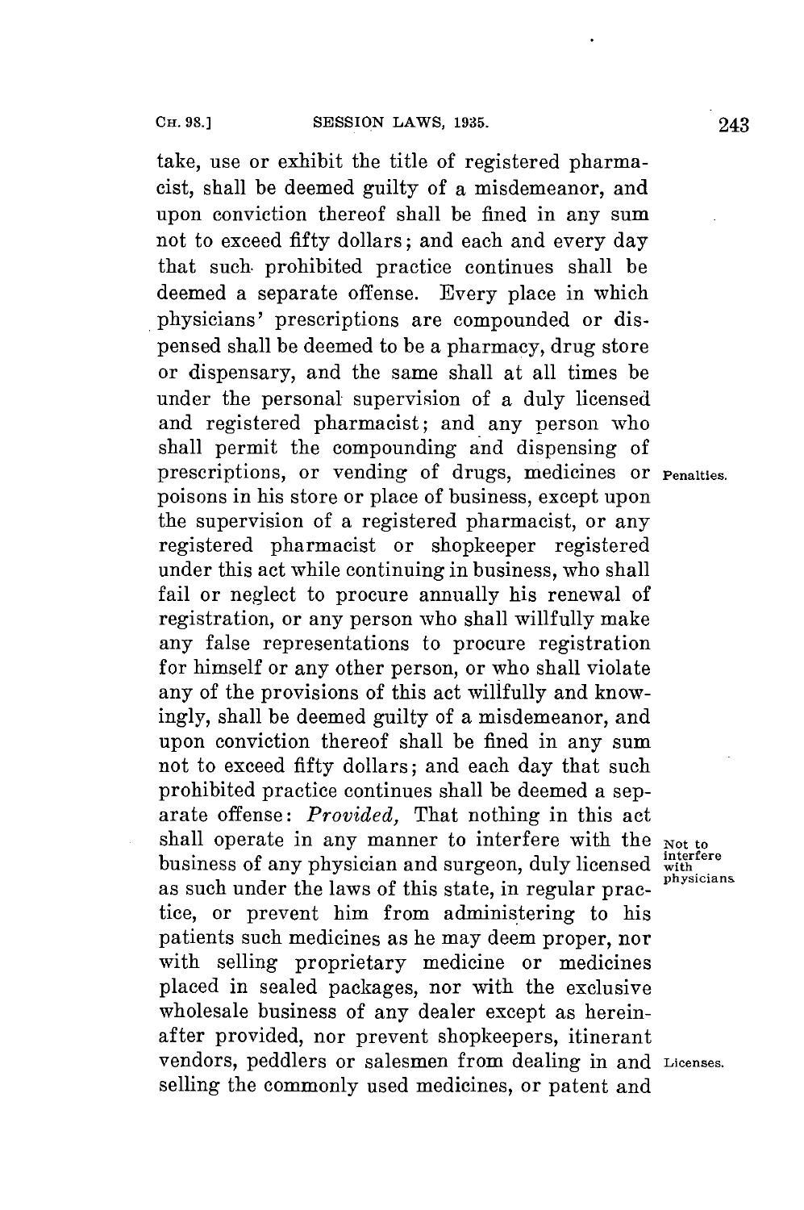take, use or exhibit the title of registered pharmacist, shall be deemed guilty of a misdemeanor, and upon conviction thereof shall be fined in any sum not to exceed fifty dollars; and each and every day that such prohibited practice continues shall be deemed a separate offense. Every place in which physicians' prescriptions are compounded or dispensed shall be deemed to be a pharmacy, drug store or dispensary, and the same shall at all times be under the personal supervision of a duly licensed and registered pharmacist; and any person who shall permit the compounding and dispensing of prescriptions, or vending of drugs, medicines or poisons in his store or place of business, except upon the supervision of a registered pharmacist, or any registered pharmacist or shopkeeper registered under this act while continuing in business, who shall fail or neglect to procure annually his renewal of registration, or any person who shall willfully make any false representations to procure registration for himself or any other person, or who shall violate any of the provisions of this act willfully and knowingly, shall be deemed guilty of a misdemeanor, and upon conviction thereof shall be fined in any sum not to exceed fifty dollars; and each day that such prohibited practice continues shall be deemed a separate offense: *Provided,* That nothing in this act shall operate in any manner to interfere with the business of any physician and surgeon, duly licensed as such under the laws of this state, in regular practice, or prevent him from administering to his patients such medicines as he may deem proper, nor with selling proprietary medicine or medicines placed in sealed packages, nor with the exclusive wholesale business of any dealer except as hereinafter provided, nor prevent shopkeepers, itinerant vendors, peddlers or salesmen from dealing in and selling the commonly used medicines, or patent and

Penalties.

Not to interfere with physicians.

Licenses.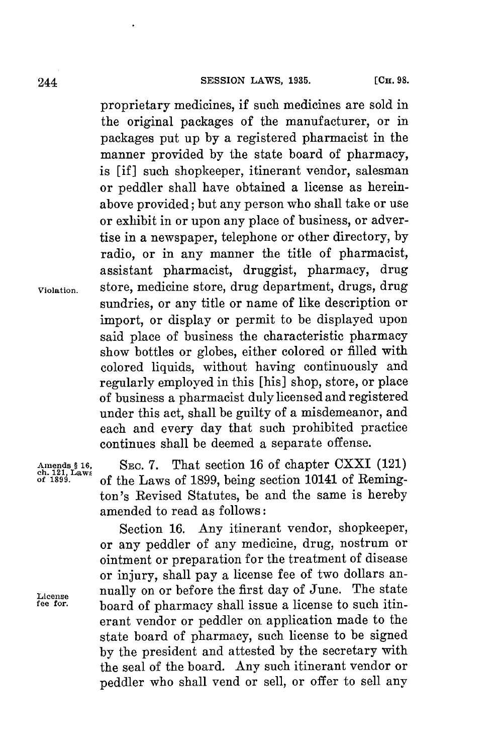proprietary medicines, if such medicines are sold in the original packages of the manufacturer, or in packages put up by a registered pharmacist in the manner provided by the state board of pharmacy, is [if] such shopkeeper, itinerant vendor, salesman or peddler shall have obtained a license as hereinabove provided; but any person who shall take or use or exhibit in or upon any place of business, or advertise in a newspaper, telephone or other directory, by radio, or in any manner the title of pharmacist, assistant pharmacist, druggist, pharmacy, drug store, medicine store, drug department, drugs, drug sundries, or any title or name of like description or import, or display or permit to be displayed upon said place of business the characteristic pharmacy show bottles or globes, either colored or filled with colored liquids, without having continuously and regularly employed in this [his] shop, store, or place of business a pharmacist duly licensed and registered under this act, shall be guilty of a misdemeanor, and each and every day that such prohibited practice continues shall be deemed a separate offense.

Violation.

Amends § 16, ch. 121, Laws of 1899.

SEC. 7. That section 16 of chapter CXXI (121) of the Laws of 1899, being section 10141 of Remington's Revised Statutes, be and the same is hereby amended to read as follows:

License fee for.

Section 16. Any itinerant vendor, shopkeeper, or any peddler of any medicine, drug, nostrum or ointment or preparation for the treatment of disease or injury, shall pay a license fee of two dollars annually on or before the first day of June. The state board of pharmacy shall issue a license to such itinerant vendor or peddler on application made to the state board of pharmacy, such license to be signed by the president and attested by the secretary with the seal of the board. Any such itinerant vendor or peddler who shall vend or sell, or offer to sell any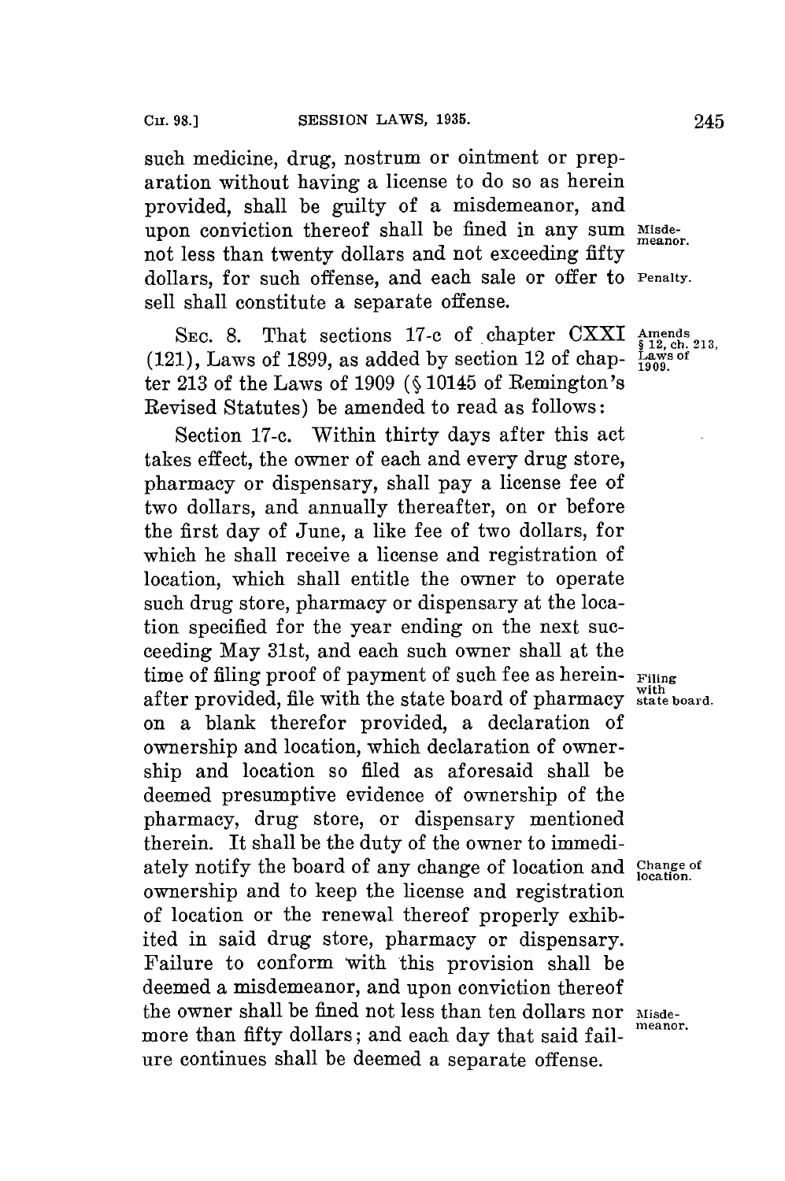such medicine, drug, nostrum or ointment or preparation without having a license to do so as herein provided, shall be guilty of a misdemeanor, and upon conviction thereof shall be fined in any sum not less than twenty dollars and not exceeding fifty dollars, for such offense, and each sale or offer to sell shall constitute a separate offense.

Misdemeanor.

Penalty.

SEC. 8. That sections 17-c of chapter CXXI (121), Laws of 1899, as added by section 12 of chapter 213 of the Laws of 1909 (§ 10145 of Remington's Revised Statutes) be amended to read as follows:

Amends § 12, ch. 213, Laws of 1909.

Section 17-c. Within thirty days after this act takes effect, the owner of each and every drug store, pharmacy or dispensary, shall pay a license fee of two dollars, and annually thereafter, on or before the first day of June, a like fee of two dollars, for which he shall receive a license and registration of location, which shall entitle the owner to operate such drug store, pharmacy or dispensary at the location specified for the year ending on the next succeeding May 31st, and each such owner shall at the time of filing proof of payment of such fee as hereinafter provided, file with the state board of pharmacy on a blank therefor provided, a declaration of ownership and location, which declaration of ownership and location so filed as aforesaid shall be deemed presumptive evidence of ownership of the pharmacy, drug store, or dispensary mentioned therein. It shall be the duty of the owner to immediately notify the board of any change of location and ownership and to keep the license and registration of location or the renewal thereof properly exhibited in said drug store, pharmacy or dispensary. Failure to conform with this provision shall be deemed a misdemeanor, and upon conviction thereof the owner shall be fined not less than ten dollars nor more than fifty dollars; and each day that said failure continues shall be deemed a separate offense.

Filing with state board.

Change of location.

Misdemeanor.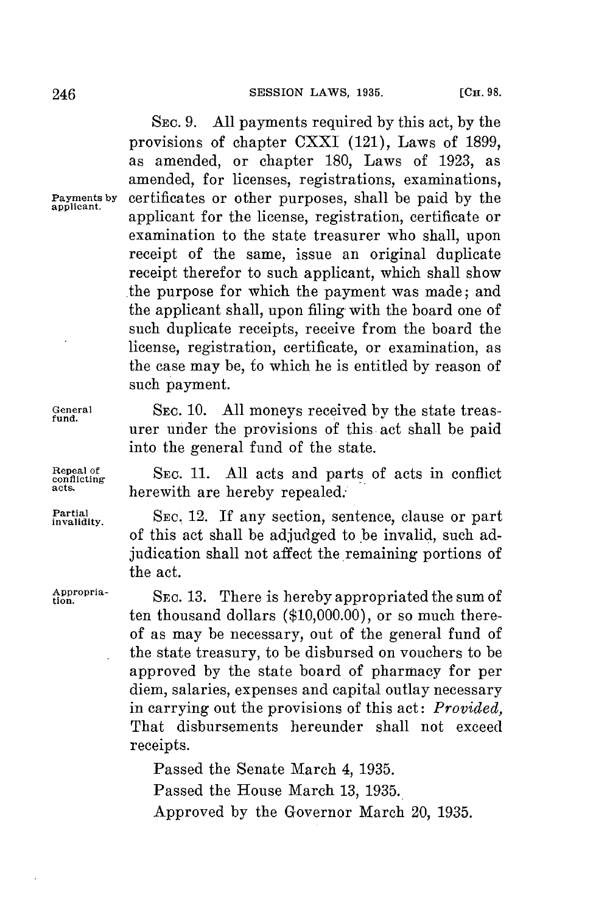SEC. 9. All payments required by this act, by the provisions of chapter CXXI (121), Laws of 1899, as amended, or chapter 180, Laws of 1923, as amended, for licenses, registrations, examinations, certificates or other purposes, shall be paid by the applicant for the license, registration, certificate or examination to the state treasurer who shall, upon receipt of the same, issue an original duplicate receipt therefor to such applicant, which shall show the purpose for which the payment was made; and the applicant shall, upon filing with the board one of such duplicate receipts, receive from the board the license, registration, certificate, or examination, as the case may be, to which he is entitled by reason of such payment.

Payments by applicant.

SEC. 10. All moneys received by the state treasurer under the provisions of this act shall be paid into the general fund of the state.

General fund.

SEC. 11. All acts and parts of acts in conflict herewith are hereby repealed.

Repeal of conflicting acts.

SEC. 12. If any section, sentence, clause or part of this act shall be adjudged to be invalid, such adjudication shall not affect the remaining portions of the act.

Partial invalidity.

SEC. 13. There is hereby appropriated the sum of ten thousand dollars ($10,000.00), or so much thereof as may be necessary, out of the general fund of the state treasury, to be disbursed on vouchers to be approved by the state board of pharmacy for per diem, salaries, expenses and capital outlay necessary in carrying out the provisions of this act: *Provided*, That disbursements hereunder shall not exceed receipts.

Appropriation.

Passed the Senate March 4, 1935.

Passed the House March 13, 1935.

Approved by the Governor March 20, 1935.